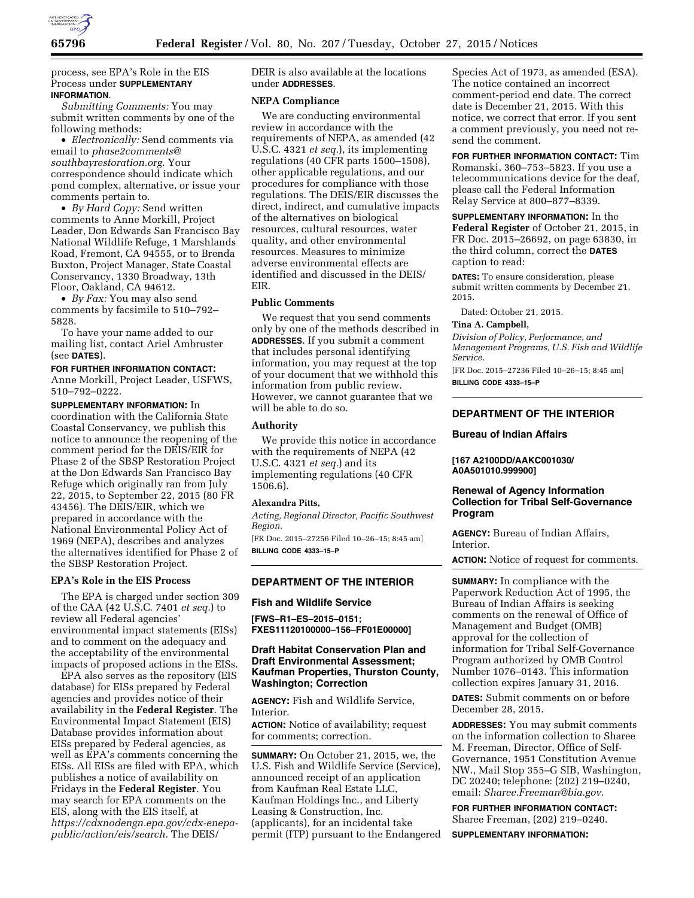process, see EPA's Role in the EIS Process under **SUPPLEMENTARY INFORMATION**.

*Submitting Comments:* You may submit written comments by one of the following methods:

- *Electronically:* Send comments via email to *phase2comments@southbayrestoration.org.* Your correspondence should indicate which pond complex, alternative, or issue your comments pertain to.
- *By Hard Copy:* Send written comments to Anne Morkill, Project Leader, Don Edwards San Francisco Bay National Wildlife Refuge, 1 Marshlands Road, Fremont, CA 94555, or to Brenda Buxton, Project Manager, State Coastal Conservancy, 1330 Broadway, 13th Floor, Oakland, CA 94612.
- *By Fax:* You may also send comments by facsimile to 510–792–5828.

To have your name added to our mailing list, contact Ariel Ambruster (see **DATES**).

**FOR FURTHER INFORMATION CONTACT:** Anne Morkill, Project Leader, USFWS, 510–792–0222.

**SUPPLEMENTARY INFORMATION:** In coordination with the California State Coastal Conservancy, we publish this notice to announce the reopening of the comment period for the DEIS/EIR for Phase 2 of the SBSP Restoration Project at the Don Edwards San Francisco Bay Refuge which originally ran from July 22, 2015, to September 22, 2015 (80 FR 43456). The DEIS/EIR, which we prepared in accordance with the National Environmental Policy Act of 1969 (NEPA), describes and analyzes the alternatives identified for Phase 2 of the SBSP Restoration Project.

### EPA's Role in the EIS Process

The EPA is charged under section 309 of the CAA (42 U.S.C. 7401 *et seq.*) to review all Federal agencies' environmental impact statements (EISs) and to comment on the adequacy and the acceptability of the environmental impacts of proposed actions in the EISs.

EPA also serves as the repository (EIS database) for EISs prepared by Federal agencies and provides notice of their availability in the **Federal Register**. The Environmental Impact Statement (EIS) Database provides information about EISs prepared by Federal agencies, as well as EPA's comments concerning the EISs. All EISs are filed with EPA, which publishes a notice of availability on Fridays in the **Federal Register**. You may search for EPA comments on the EIS, along with the EIS itself, at *https://cdxnodengn.epa.gov/cdx-enepa-public/action/eis/search.* The DEIS/DEIR is also available at the locations under **ADDRESSES**.

### NEPA Compliance

We are conducting environmental review in accordance with the requirements of NEPA, as amended (42 U.S.C. 4321 *et seq.*), its implementing regulations (40 CFR parts 1500–1508), other applicable regulations, and our procedures for compliance with those regulations. The DEIS/EIR discusses the direct, indirect, and cumulative impacts of the alternatives on biological resources, cultural resources, water quality, and other environmental resources. Measures to minimize adverse environmental effects are identified and discussed in the DEIS/EIR.

### Public Comments

We request that you send comments only by one of the methods described in **ADDRESSES**. If you submit a comment that includes personal identifying information, you may request at the top of your document that we withhold this information from public review. However, we cannot guarantee that we will be able to do so.

### Authority

We provide this notice in accordance with the requirements of NEPA (42 U.S.C. 4321 *et seq.*) and its implementing regulations (40 CFR 1506.6).

**Alexandra Pitts,**

*Acting, Regional Director, Pacific Southwest Region.*

[FR Doc. 2015–27256 Filed 10–26–15; 8:45 am]

**BILLING CODE 4333–15–P**

---

## DEPARTMENT OF THE INTERIOR

### Fish and Wildlife Service

**[FWS–R1–ES–2015–0151; FXES11120100000–156–FF01E00000]**

### Draft Habitat Conservation Plan and Draft Environmental Assessment; Kaufman Properties, Thurston County, Washington; Correction

**AGENCY:** Fish and Wildlife Service, Interior.

**ACTION:** Notice of availability; request for comments; correction.

**SUMMARY:** On October 21, 2015, we, the U.S. Fish and Wildlife Service (Service), announced receipt of an application from Kaufman Real Estate LLC, Kaufman Holdings Inc., and Liberty Leasing & Construction, Inc. (applicants), for an incidental take permit (ITP) pursuant to the Endangered Species Act of 1973, as amended (ESA). The notice contained an incorrect comment-period end date. The correct date is December 21, 2015. With this notice, we correct that error. If you sent a comment previously, you need not re-send the comment.

**FOR FURTHER INFORMATION CONTACT:** Tim Romanski, 360–753–5823. If you use a telecommunications device for the deaf, please call the Federal Information Relay Service at 800–877–8339.

**SUPPLEMENTARY INFORMATION:** In the **Federal Register** of October 21, 2015, in FR Doc. 2015–26692, on page 63830, in the third column, correct the **DATES** caption to read:

**DATES:** To ensure consideration, please submit written comments by December 21, 2015.

Dated: October 21, 2015.

**Tina A. Campbell,**

*Division of Policy, Performance, and Management Programs, U.S. Fish and Wildlife Service.*

[FR Doc. 2015–27236 Filed 10–26–15; 8:45 am]

**BILLING CODE 4333–15–P**

---

## DEPARTMENT OF THE INTERIOR

### Bureau of Indian Affairs

**[167 A2100DD/AAKC001030/A0A501010.999900]**

### Renewal of Agency Information Collection for Tribal Self-Governance Program

**AGENCY:** Bureau of Indian Affairs, Interior.

**ACTION:** Notice of request for comments.

**SUMMARY:** In compliance with the Paperwork Reduction Act of 1995, the Bureau of Indian Affairs is seeking comments on the renewal of Office of Management and Budget (OMB) approval for the collection of information for Tribal Self-Governance Program authorized by OMB Control Number 1076–0143. This information collection expires January 31, 2016.

**DATES:** Submit comments on or before December 28, 2015.

**ADDRESSES:** You may submit comments on the information collection to Sharee M. Freeman, Director, Office of Self-Governance, 1951 Constitution Avenue NW., Mail Stop 355–G SIB, Washington, DC 20240; telephone: (202) 219–0240, email: *Sharee.Freeman@bia.gov.*

**FOR FURTHER INFORMATION CONTACT:** Sharee Freeman, (202) 219–0240.

**SUPPLEMENTARY INFORMATION:**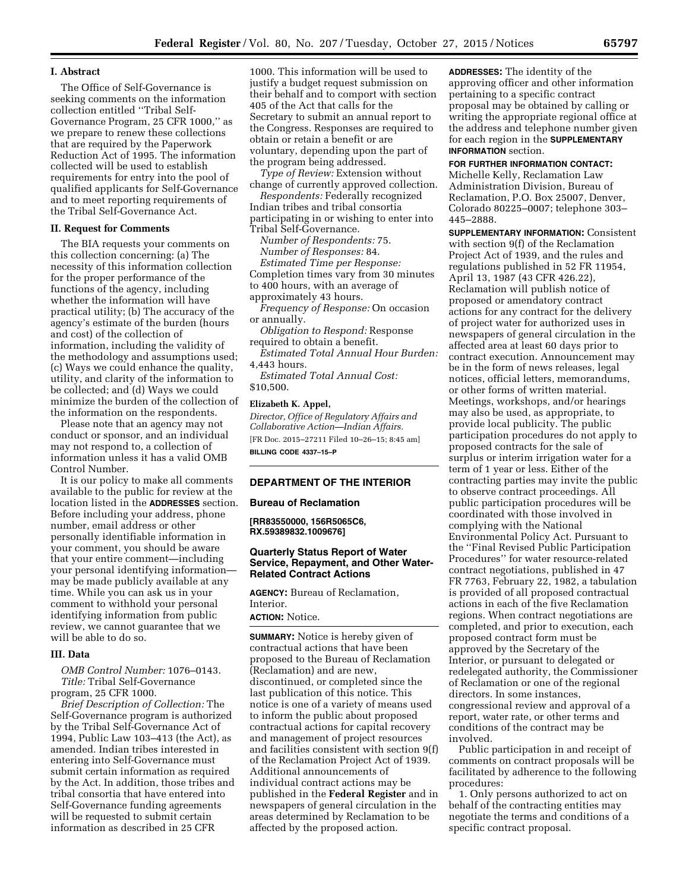## I. Abstract

The Office of Self-Governance is seeking comments on the information collection entitled ''Tribal Self-Governance Program, 25 CFR 1000,'' as we prepare to renew these collections that are required by the Paperwork Reduction Act of 1995. The information collected will be used to establish requirements for entry into the pool of qualified applicants for Self-Governance and to meet reporting requirements of the Tribal Self-Governance Act.

## II. Request for Comments

The BIA requests your comments on this collection concerning: (a) The necessity of this information collection for the proper performance of the functions of the agency, including whether the information will have practical utility; (b) The accuracy of the agency's estimate of the burden (hours and cost) of the collection of information, including the validity of the methodology and assumptions used; (c) Ways we could enhance the quality, utility, and clarity of the information to be collected; and (d) Ways we could minimize the burden of the collection of the information on the respondents.

Please note that an agency may not conduct or sponsor, and an individual may not respond to, a collection of information unless it has a valid OMB Control Number.

It is our policy to make all comments available to the public for review at the location listed in the **ADDRESSES** section. Before including your address, phone number, email address or other personally identifiable information in your comment, you should be aware that your entire comment—including your personal identifying information—may be made publicly available at any time. While you can ask us in your comment to withhold your personal identifying information from public review, we cannot guarantee that we will be able to do so.

## III. Data

*OMB Control Number:* 1076–0143.

*Title:* Tribal Self-Governance program, 25 CFR 1000.

*Brief Description of Collection:* The Self-Governance program is authorized by the Tribal Self-Governance Act of 1994, Public Law 103–413 (the Act), as amended. Indian tribes interested in entering into Self-Governance must submit certain information as required by the Act. In addition, those tribes and tribal consortia that have entered into Self-Governance funding agreements will be requested to submit certain information as described in 25 CFR 1000. This information will be used to justify a budget request submission on their behalf and to comport with section 405 of the Act that calls for the Secretary to submit an annual report to the Congress. Responses are required to obtain or retain a benefit or are voluntary, depending upon the part of the program being addressed.

*Type of Review:* Extension without change of currently approved collection.

*Respondents:* Federally recognized Indian tribes and tribal consortia participating in or wishing to enter into Tribal Self-Governance.

*Number of Respondents:* 75.

*Number of Responses:* 84.

*Estimated Time per Response:* Completion times vary from 30 minutes to 400 hours, with an average of approximately 43 hours.

*Frequency of Response:* On occasion or annually.

*Obligation to Respond:* Response required to obtain a benefit.

*Estimated Total Annual Hour Burden:* 4,443 hours.

*Estimated Total Annual Cost:* $10,500.

**Elizabeth K. Appel,**

*Director, Office of Regulatory Affairs and Collaborative Action—Indian Affairs.*

[FR Doc. 2015–27211 Filed 10–26–15; 8:45 am]

**BILLING CODE 4337–15–P**

# DEPARTMENT OF THE INTERIOR

## Bureau of Reclamation

**[RR83550000, 156R5065C6, RX.59389832.1009676]**

## Quarterly Status Report of Water Service, Repayment, and Other Water-Related Contract Actions

**AGENCY:** Bureau of Reclamation, Interior.

**ACTION:** Notice.

**SUMMARY:** Notice is hereby given of contractual actions that have been proposed to the Bureau of Reclamation (Reclamation) and are new, discontinued, or completed since the last publication of this notice. This notice is one of a variety of means used to inform the public about proposed contractual actions for capital recovery and management of project resources and facilities consistent with section 9(f) of the Reclamation Project Act of 1939. Additional announcements of individual contract actions may be published in the **Federal Register** and in newspapers of general circulation in the areas determined by Reclamation to be affected by the proposed action.

**ADDRESSES:** The identity of the approving officer and other information pertaining to a specific contract proposal may be obtained by calling or writing the appropriate regional office at the address and telephone number given for each region in the **SUPPLEMENTARY INFORMATION** section.

**FOR FURTHER INFORMATION CONTACT:** Michelle Kelly, Reclamation Law Administration Division, Bureau of Reclamation, P.O. Box 25007, Denver, Colorado 80225–0007; telephone 303–445–2888.

**SUPPLEMENTARY INFORMATION:** Consistent with section 9(f) of the Reclamation Project Act of 1939, and the rules and regulations published in 52 FR 11954, April 13, 1987 (43 CFR 426.22), Reclamation will publish notice of proposed or amendatory contract actions for any contract for the delivery of project water for authorized uses in newspapers of general circulation in the affected area at least 60 days prior to contract execution. Announcement may be in the form of news releases, legal notices, official letters, memorandums, or other forms of written material. Meetings, workshops, and/or hearings may also be used, as appropriate, to provide local publicity. The public participation procedures do not apply to proposed contracts for the sale of surplus or interim irrigation water for a term of 1 year or less. Either of the contracting parties may invite the public to observe contract proceedings. All public participation procedures will be coordinated with those involved in complying with the National Environmental Policy Act. Pursuant to the ''Final Revised Public Participation Procedures'' for water resource-related contract negotiations, published in 47 FR 7763, February 22, 1982, a tabulation is provided of all proposed contractual actions in each of the five Reclamation regions. When contract negotiations are completed, and prior to execution, each proposed contract form must be approved by the Secretary of the Interior, or pursuant to delegated or redelegated authority, the Commissioner of Reclamation or one of the regional directors. In some instances, congressional review and approval of a report, water rate, or other terms and conditions of the contract may be involved.

Public participation in and receipt of comments on contract proposals will be facilitated by adherence to the following procedures:

1. Only persons authorized to act on behalf of the contracting entities may negotiate the terms and conditions of a specific contract proposal.